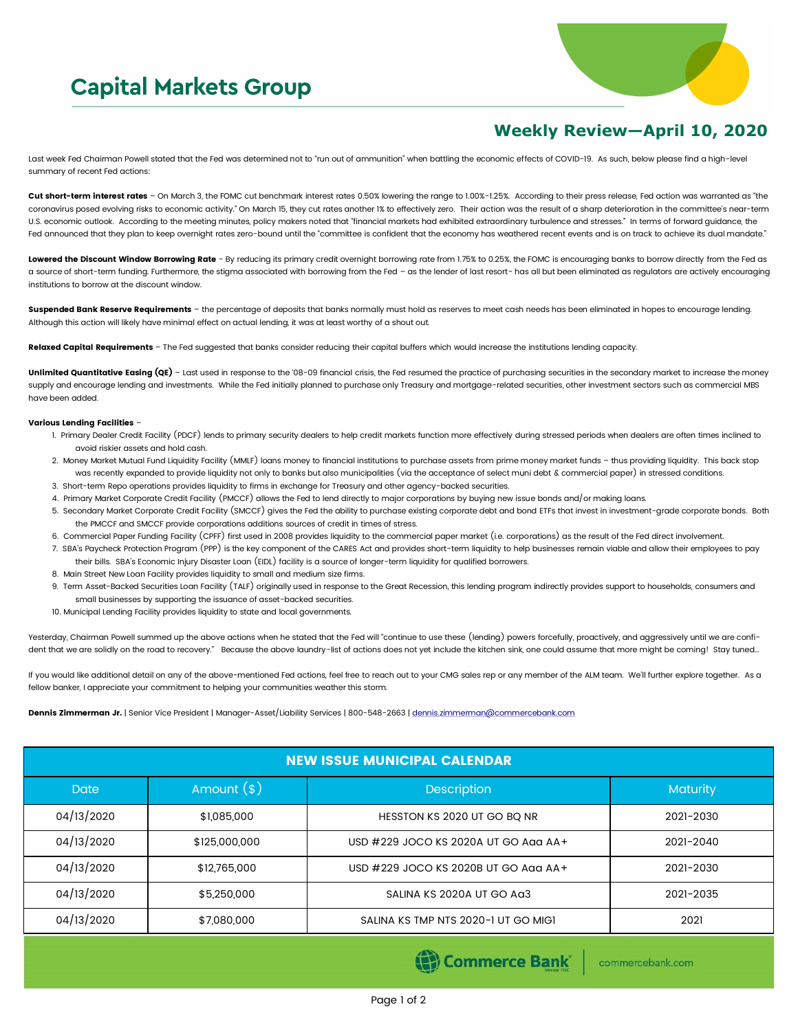# Capital Markets Group

## Weekly Review—April 10, 2020

Last week Fed Chairman Powell stated that the Fed was determined not to "run out of ammunition" when battling the economic effects of COVID-19. As such, below please find a high-level summary of recent Fed actions:

**Cut short-term interest rates** – On March 3, the FOMC cut benchmark interest rates 0.50% lowering the range to 1.00%-1.25%. According to their press release, Fed action was warranted as "the coronavirus posed evolving risks to economic activity." On March 15, they cut rates another 1% to effectively zero. Their action was the result of a sharp deterioration in the committee's near-term U.S. economic outlook. According to the meeting minutes, policy makers noted that "financial markets had exhibited extraordinary turbulence and stresses." In terms of forward guidance, the Fed announced that they plan to keep overnight rates zero-bound until the "committee is confident that the economy has weathered recent events and is on track to achieve its dual mandate."

**Lowered the Discount Window Borrowing Rate** - By reducing its primary credit overnight borrowing rate from 1.75% to 0.25%, the FOMC is encouraging banks to borrow directly from the Fed as a source of short-term funding. Furthermore, the stigma associated with borrowing from the Fed – as the lender of last resort- has all but been eliminated as regulators are actively encouraging institutions to borrow at the discount window.

**Suspended Bank Reserve Requirements** – the percentage of deposits that banks normally must hold as reserves to meet cash needs has been eliminated in hopes to encourage lending. Although this action will likely have minimal effect on actual lending, it was at least worthy of a shout out.

**Relaxed Capital Requirements** – The Fed suggested that banks consider reducing their capital buffers which would increase the institutions lending capacity.

**Unlimited Quantitative Easing (QE)** – Last used in response to the '08-09 financial crisis, the Fed resumed the practice of purchasing securities in the secondary market to increase the money supply and encourage lending and investments. While the Fed initially planned to purchase only Treasury and mortgage-related securities, other investment sectors such as commercial MBS have been added.

**Various Lending Facilities** –

1. Primary Dealer Credit Facility (PDCF) lends to primary security dealers to help credit markets function more effectively during stressed periods when dealers are often times inclined to avoid riskier assets and hold cash.
2. Money Market Mutual Fund Liquidity Facility (MMLF) loans money to financial institutions to purchase assets from prime money market funds – thus providing liquidity. This back stop was recently expanded to provide liquidity not only to banks but also municipalities (via the acceptance of select muni debt & commercial paper) in stressed conditions.
3. Short-term Repo operations provides liquidity to firms in exchange for Treasury and other agency-backed securities.
4. Primary Market Corporate Credit Facility (PMCCF) allows the Fed to lend directly to major corporations by buying new issue bonds and/or making loans.
5. Secondary Market Corporate Credit Facility (SMCCF) gives the Fed the ability to purchase existing corporate debt and bond ETFs that invest in investment-grade corporate bonds. Both the PMCCF and SMCCF provide corporations additions sources of credit in times of stress.
6. Commercial Paper Funding Facility (CPFF) first used in 2008 provides liquidity to the commercial paper market (i.e. corporations) as the result of the Fed direct involvement.
7. SBA's Paycheck Protection Program (PPP) is the key component of the CARES Act and provides short-term liquidity to help businesses remain viable and allow their employees to pay their bills. SBA's Economic Injury Disaster Loan (EIDL) facility is a source of longer-term liquidity for qualified borrowers.
8. Main Street New Loan Facility provides liquidity to small and medium size firms.
9. Term Asset-Backed Securities Loan Facility (TALF) originally used in response to the Great Recession, this lending program indirectly provides support to households, consumers and small businesses by supporting the issuance of asset-backed securities.
10. Municipal Lending Facility provides liquidity to state and local governments.

Yesterday, Chairman Powell summed up the above actions when he stated that the Fed will "continue to use these (lending) powers forcefully, proactively, and aggressively until we are confident that we are solidly on the road to recovery." Because the above laundry-list of actions does not yet include the kitchen sink, one could assume that more might be coming! Stay tuned…

If you would like additional detail on any of the above-mentioned Fed actions, feel free to reach out to your CMG sales rep or any member of the ALM team. We'll further explore together. As a fellow banker, I appreciate your commitment to helping your communities weather this storm.

**Dennis Zimmerman Jr.** | Senior Vice President | Manager-Asset/Liability Services | 800-548-2663 | dennis.zimmerman@commercebank.com

| NEW ISSUE MUNICIPAL CALENDAR | | | |
|---|---|---|---|
| Date | Amount ($) | Description | Maturity |
| 04/13/2020 | $1,085,000 | HESSTON KS 2020 UT GO BQ NR | 2021-2030 |
| 04/13/2020 | $125,000,000 | USD #229 JOCO KS 2020A UT GO Aaa AA+ | 2021-2040 |
| 04/13/2020 | $12,765,000 | USD #229 JOCO KS 2020B UT GO Aaa AA+ | 2021-2030 |
| 04/13/2020 | $5,250,000 | SALINA KS 2020A UT GO Aa3 | 2021-2035 |
| 04/13/2020 | $7,080,000 | SALINA KS TMP NTS 2020-1 UT GO MIG1 | 2021 |

Commerce Bank | commercebank.com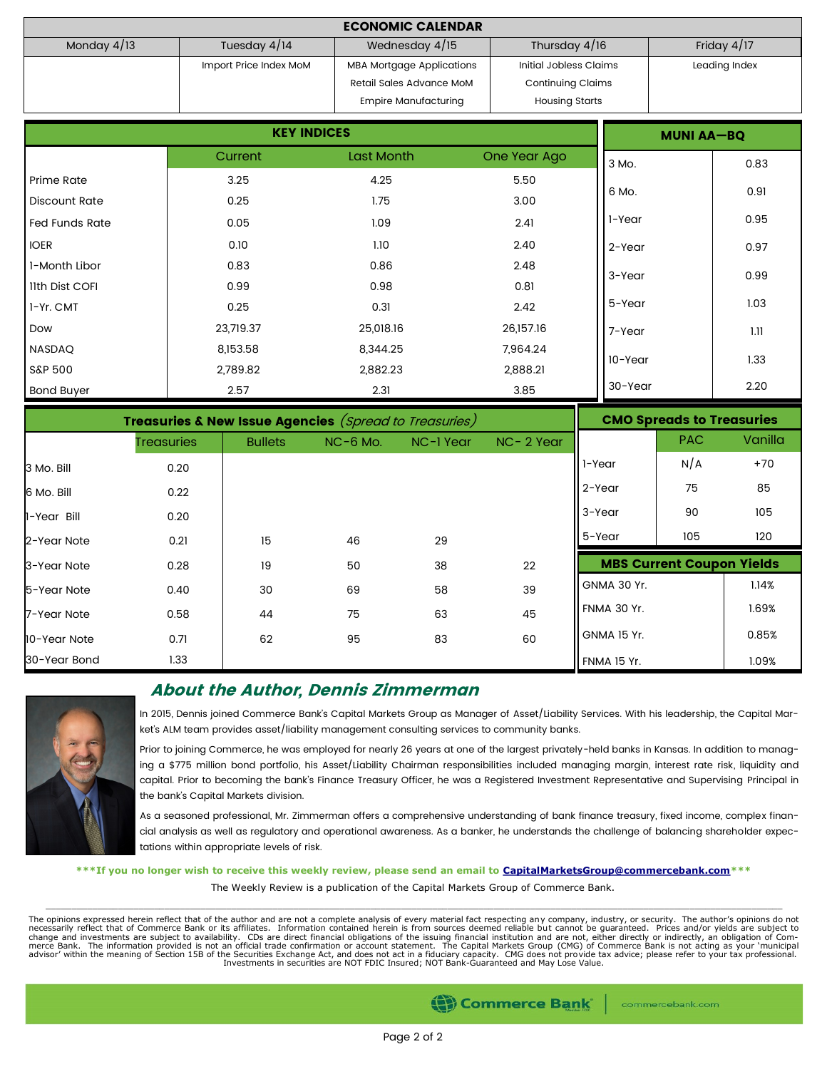## ECONOMIC CALENDAR

| Monday 4/13 | Tuesday 4/14 | Wednesday 4/15 | Thursday 4/16 | Friday 4/17 |
|---|---|---|---|---|
| | Import Price Index MoM | MBA Mortgage Applications | Initial Jobless Claims | Leading Index |
| | | Retail Sales Advance MoM | Continuing Claims | |
| | | Empire Manufacturing | Housing Starts | |

## KEY INDICES

| | Current | Last Month | One Year Ago |
|---|---|---|---|
| Prime Rate | 3.25 | 4.25 | 5.50 |
| Discount Rate | 0.25 | 1.75 | 3.00 |
| Fed Funds Rate | 0.05 | 1.09 | 2.41 |
| IOER | 0.10 | 1.10 | 2.40 |
| 1-Month Libor | 0.83 | 0.86 | 2.48 |
| 11th Dist COFI | 0.99 | 0.98 | 0.81 |
| 1-Yr. CMT | 0.25 | 0.31 | 2.42 |
| Dow | 23,719.37 | 25,018.16 | 26,157.16 |
| NASDAQ | 8,153.58 | 8,344.25 | 7,964.24 |
| S&P 500 | 2,789.82 | 2,882.23 | 2,888.21 |
| Bond Buyer | 2.57 | 2.31 | 3.85 |

## MUNI AA—BQ

| | |
|---|---|
| 3 Mo. | 0.83 |
| 6 Mo. | 0.91 |
| 1-Year | 0.95 |
| 2-Year | 0.97 |
| 3-Year | 0.99 |
| 5-Year | 1.03 |
| 7-Year | 1.11 |
| 10-Year | 1.33 |
| 30-Year | 2.20 |

## Treasuries & New Issue Agencies *(Spread to Treasuries)*

| | Treasuries | Bullets | NC-6 Mo. | NC-1 Year | NC- 2 Year |
|---|---|---|---|---|---|
| 3 Mo. Bill | 0.20 | | | | |
| 6 Mo. Bill | 0.22 | | | | |
| 1-Year Bill | 0.20 | | | | |
| 2-Year Note | 0.21 | 15 | 46 | 29 | |
| 3-Year Note | 0.28 | 19 | 50 | 38 | 22 |
| 5-Year Note | 0.40 | 30 | 69 | 58 | 39 |
| 7-Year Note | 0.58 | 44 | 75 | 63 | 45 |
| 10-Year Note | 0.71 | 62 | 95 | 83 | 60 |
| 30-Year Bond | 1.33 | | | | |

## CMO Spreads to Treasuries

| | PAC | Vanilla |
|---|---|---|
| 1-Year | N/A | +70 |
| 2-Year | 75 | 85 |
| 3-Year | 90 | 105 |
| 5-Year | 105 | 120 |

## MBS Current Coupon Yields

| | |
|---|---|
| GNMA 30 Yr. | 1.14% |
| FNMA 30 Yr. | 1.69% |
| GNMA 15 Yr. | 0.85% |
| FNMA 15 Yr. | 1.09% |

## *About the Author, Dennis Zimmerman*

In 2015, Dennis joined Commerce Bank's Capital Markets Group as Manager of Asset/Liability Services. With his leadership, the Capital Market's ALM team provides asset/liability management consulting services to community banks.

Prior to joining Commerce, he was employed for nearly 26 years at one of the largest privately-held banks in Kansas. In addition to managing a $775 million bond portfolio, his Asset/Liability Chairman responsibilities included managing margin, interest rate risk, liquidity and capital. Prior to becoming the bank's Finance Treasury Officer, he was a Registered Investment Representative and Supervising Principal in the bank's Capital Markets division.

As a seasoned professional, Mr. Zimmerman offers a comprehensive understanding of bank finance treasury, fixed income, complex financial analysis as well as regulatory and operational awareness. As a banker, he understands the challenge of balancing shareholder expectations within appropriate levels of risk.

**\*\*\*If you no longer wish to receive this weekly review, please send an email to CapitalMarketsGroup@commercebank.com\*\*\***

The Weekly Review is a publication of the Capital Markets Group of Commerce Bank.

The opinions expressed herein reflect that of the author and are not a complete analysis of every material fact respecting any company, industry, or security. The author's opinions do not necessarily reflect that of Commerce Bank or its affiliates. Information contained herein is from sources deemed reliable but cannot be guaranteed. Prices and/or yields are subject to change and investments are subject to availability. CDs are direct financial obligations of the issuing financial institution and are not, either directly or indirectly, an obligation of Commerce Bank. The information provided is not an official trade confirmation or account statement. The Capital Markets Group (CMG) of Commerce Bank is not acting as your 'municipal advisor' within the meaning of Section 15B of the Securities Exchange Act, and does not act in a fiduciary capacity. CMG does not provide tax advice; please refer to your tax professional. Investments in securities are NOT FDIC Insured; NOT Bank-Guaranteed and May Lose Value.

Commerce Bank | commercebank.com